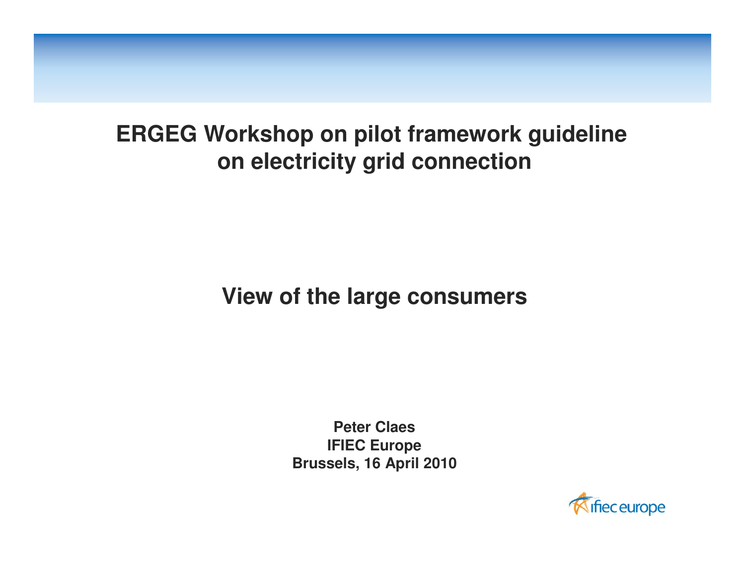# ERGEG Workshop on pilot framework guideline on electricity grid connection

## View of the large consumers

**Peter Claes**
**IFIEC Europe**
**Brussels, 16 April 2010**

ifiec europe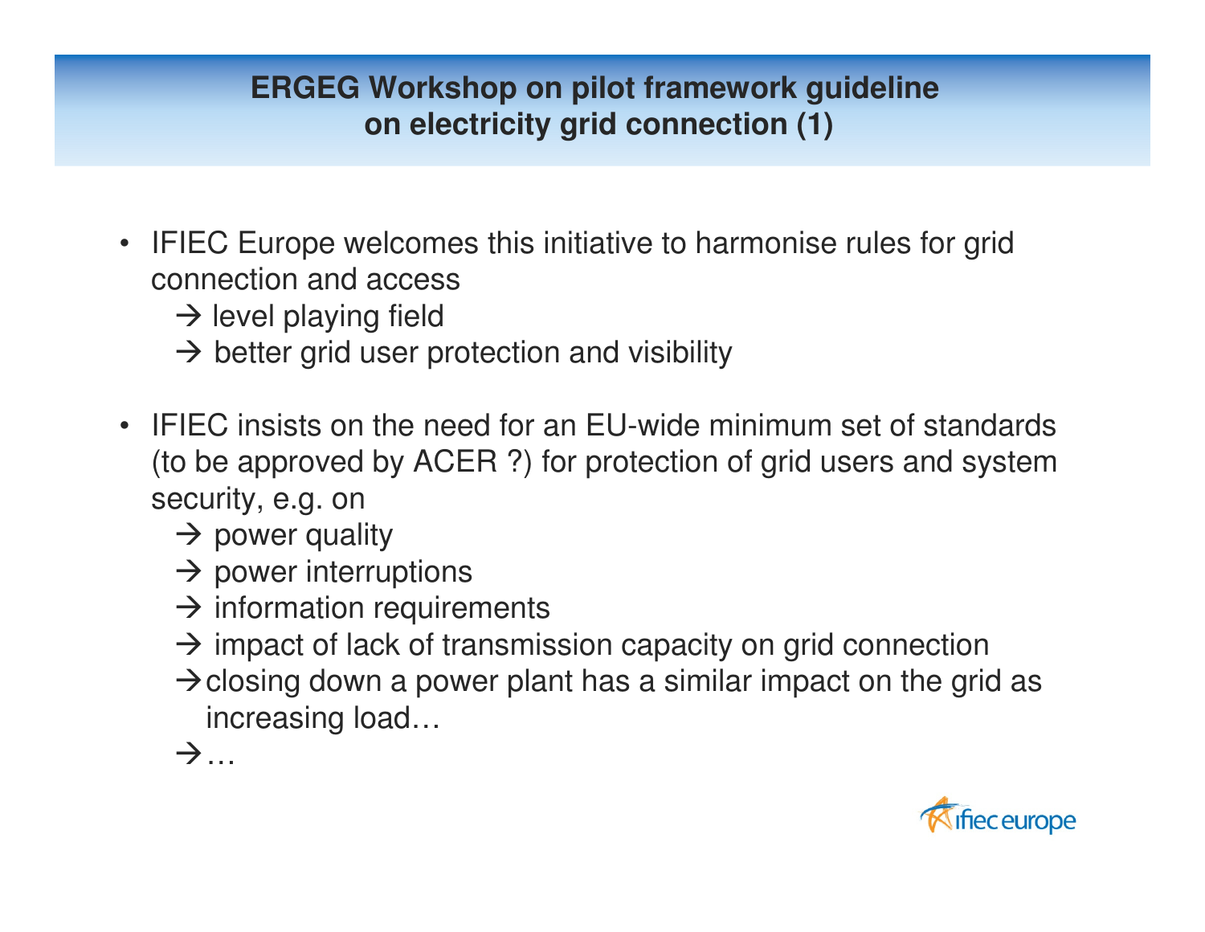# ERGEG Workshop on pilot framework guideline on electricity grid connection (1)

- IFIEC Europe welcomes this initiative to harmonise rules for grid connection and access
  - → level playing field
  - → better grid user protection and visibility
- IFIEC insists on the need for an EU-wide minimum set of standards (to be approved by ACER ?) for protection of grid users and system security, e.g. on
  - → power quality
  - → power interruptions
  - → information requirements
  - → impact of lack of transmission capacity on grid connection
  - → closing down a power plant has a similar impact on the grid as increasing load…
  - → …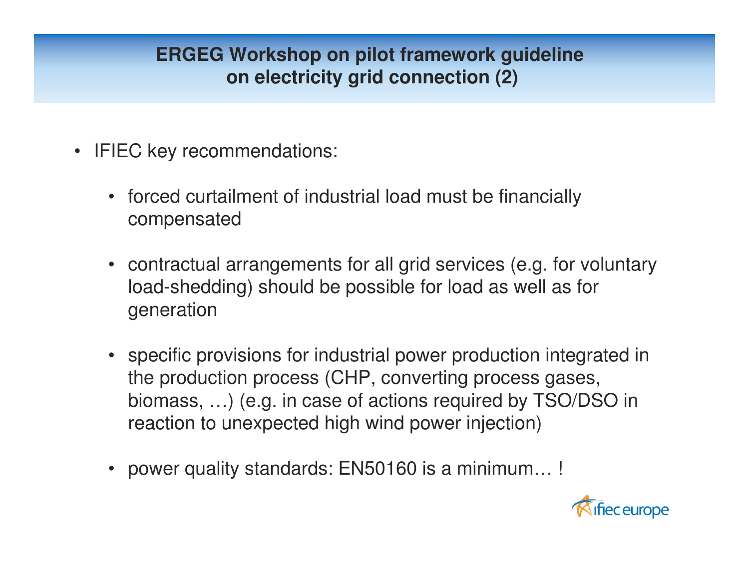# ERGEG Workshop on pilot framework guideline on electricity grid connection (2)

- IFIEC key recommendations:
  - forced curtailment of industrial load must be financially compensated
  - contractual arrangements for all grid services (e.g. for voluntary load-shedding) should be possible for load as well as for generation
  - specific provisions for industrial power production integrated in the production process (CHP, converting process gases, biomass, …) (e.g. in case of actions required by TSO/DSO in reaction to unexpected high wind power injection)
  - power quality standards: EN50160 is a minimum… !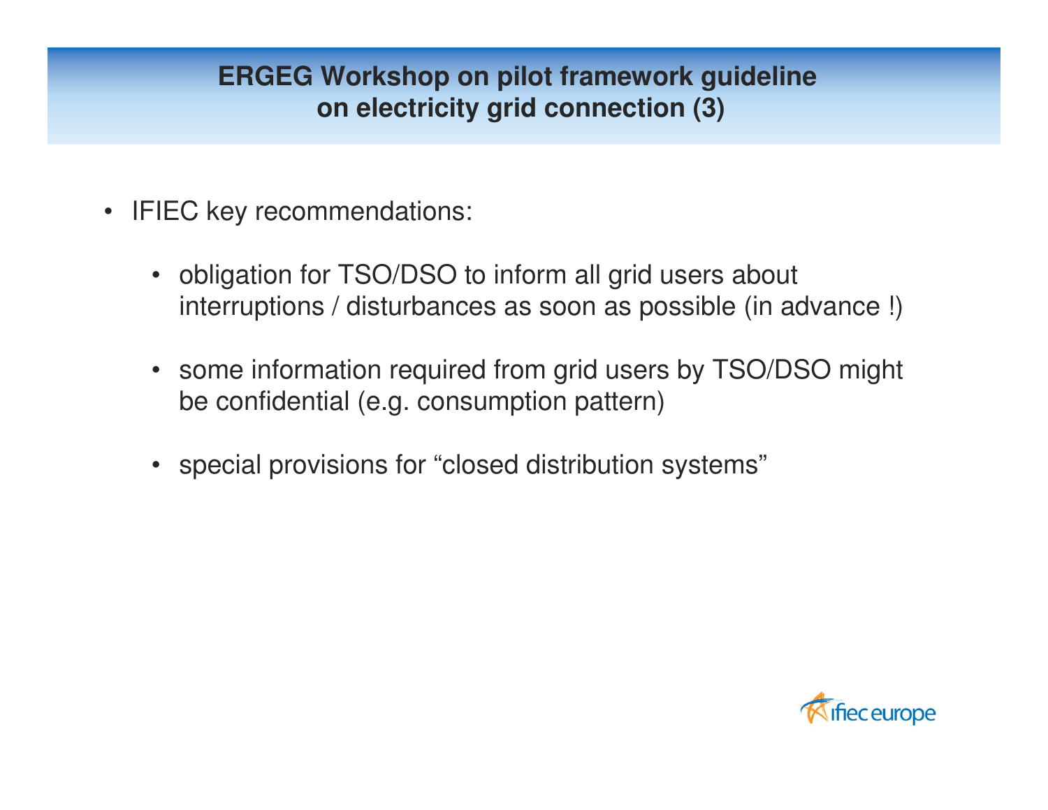# ERGEG Workshop on pilot framework guideline on electricity grid connection (3)

- IFIEC key recommendations:
  - obligation for TSO/DSO to inform all grid users about interruptions / disturbances as soon as possible (in advance !)
  - some information required from grid users by TSO/DSO might be confidential (e.g. consumption pattern)
  - special provisions for “closed distribution systems”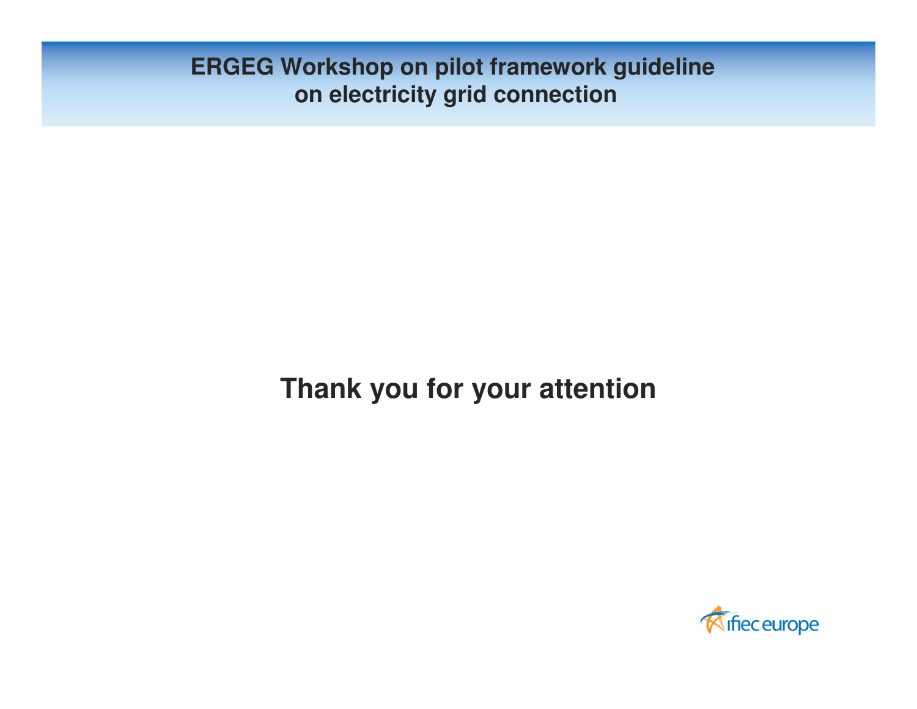# ERGEG Workshop on pilot framework guideline on electricity grid connection

**Thank you for your attention**

ifiec europe